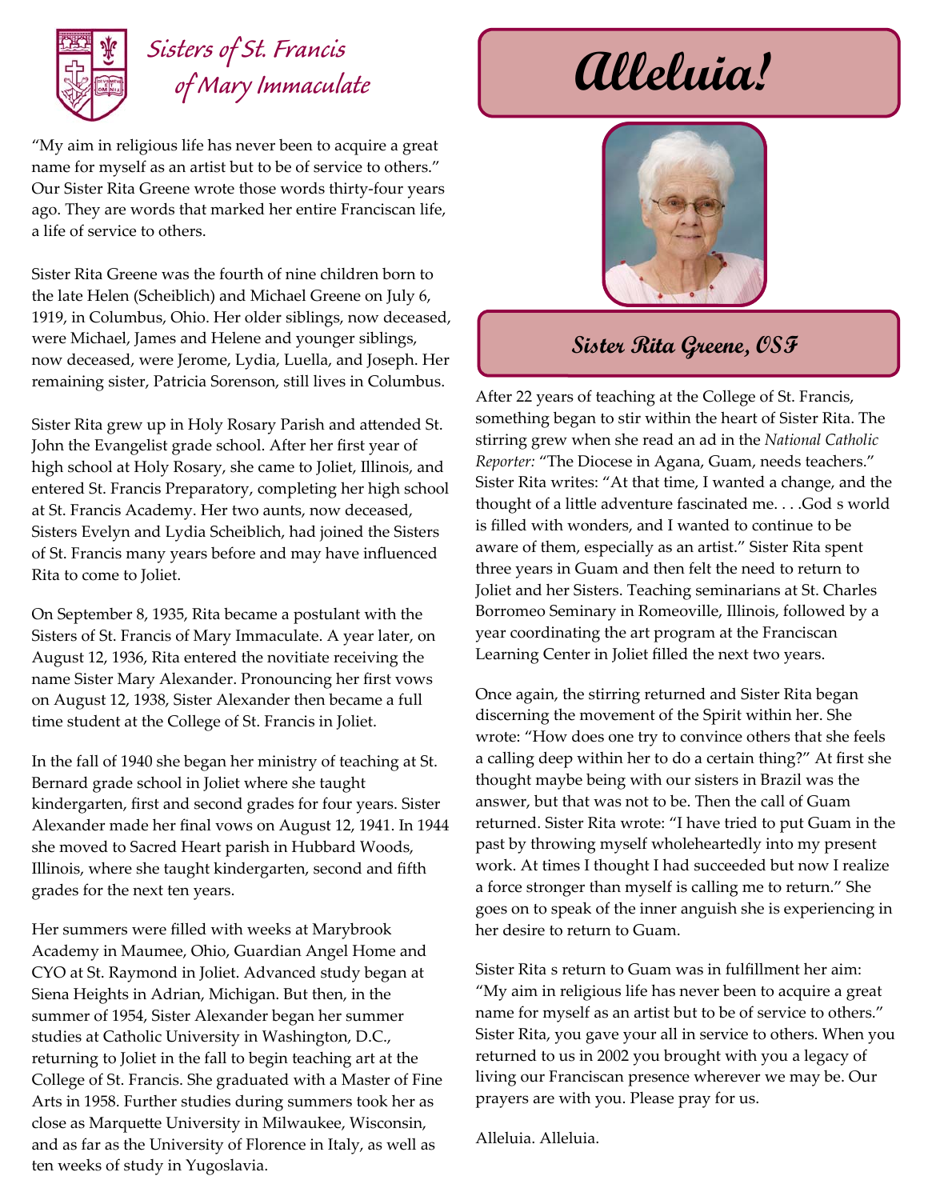# Sisters of St. Francis of Mary Immaculate

# Alleluia!

## Sister Rita Greene, OSF

"My aim in religious life has never been to acquire a great name for myself as an artist but to be of service to others." Our Sister Rita Greene wrote those words thirty-four years ago. They are words that marked her entire Franciscan life, a life of service to others.

Sister Rita Greene was the fourth of nine children born to the late Helen (Scheiblich) and Michael Greene on July 6, 1919, in Columbus, Ohio. Her older siblings, now deceased, were Michael, James and Helene and younger siblings, now deceased, were Jerome, Lydia, Luella, and Joseph. Her remaining sister, Patricia Sorenson, still lives in Columbus.

Sister Rita grew up in Holy Rosary Parish and attended St. John the Evangelist grade school. After her first year of high school at Holy Rosary, she came to Joliet, Illinois, and entered St. Francis Preparatory, completing her high school at St. Francis Academy. Her two aunts, now deceased, Sisters Evelyn and Lydia Scheiblich, had joined the Sisters of St. Francis many years before and may have influenced Rita to come to Joliet.

On September 8, 1935, Rita became a postulant with the Sisters of St. Francis of Mary Immaculate. A year later, on August 12, 1936, Rita entered the novitiate receiving the name Sister Mary Alexander. Pronouncing her first vows on August 12, 1938, Sister Alexander then became a full time student at the College of St. Francis in Joliet.

In the fall of 1940 she began her ministry of teaching at St. Bernard grade school in Joliet where she taught kindergarten, first and second grades for four years. Sister Alexander made her final vows on August 12, 1941. In 1944 she moved to Sacred Heart parish in Hubbard Woods, Illinois, where she taught kindergarten, second and fifth grades for the next ten years.

Her summers were filled with weeks at Marybrook Academy in Maumee, Ohio, Guardian Angel Home and CYO at St. Raymond in Joliet. Advanced study began at Siena Heights in Adrian, Michigan. But then, in the summer of 1954, Sister Alexander began her summer studies at Catholic University in Washington, D.C., returning to Joliet in the fall to begin teaching art at the College of St. Francis. She graduated with a Master of Fine Arts in 1958. Further studies during summers took her as close as Marquette University in Milwaukee, Wisconsin, and as far as the University of Florence in Italy, as well as ten weeks of study in Yugoslavia.

After 22 years of teaching at the College of St. Francis, something began to stir within the heart of Sister Rita. The stirring grew when she read an ad in the *National Catholic Reporter:* "The Diocese in Agana, Guam, needs teachers." Sister Rita writes: "At that time, I wanted a change, and the thought of a little adventure fascinated me. . . .God s world is filled with wonders, and I wanted to continue to be aware of them, especially as an artist." Sister Rita spent three years in Guam and then felt the need to return to Joliet and her Sisters. Teaching seminarians at St. Charles Borromeo Seminary in Romeoville, Illinois, followed by a year coordinating the art program at the Franciscan Learning Center in Joliet filled the next two years.

Once again, the stirring returned and Sister Rita began discerning the movement of the Spirit within her. She wrote: "How does one try to convince others that she feels a calling deep within her to do a certain thing?" At first she thought maybe being with our sisters in Brazil was the answer, but that was not to be. Then the call of Guam returned. Sister Rita wrote: "I have tried to put Guam in the past by throwing myself wholeheartedly into my present work. At times I thought I had succeeded but now I realize a force stronger than myself is calling me to return." She goes on to speak of the inner anguish she is experiencing in her desire to return to Guam.

Sister Rita s return to Guam was in fulfillment her aim: "My aim in religious life has never been to acquire a great name for myself as an artist but to be of service to others." Sister Rita, you gave your all in service to others. When you returned to us in 2002 you brought with you a legacy of living our Franciscan presence wherever we may be. Our prayers are with you. Please pray for us.

Alleluia. Alleluia.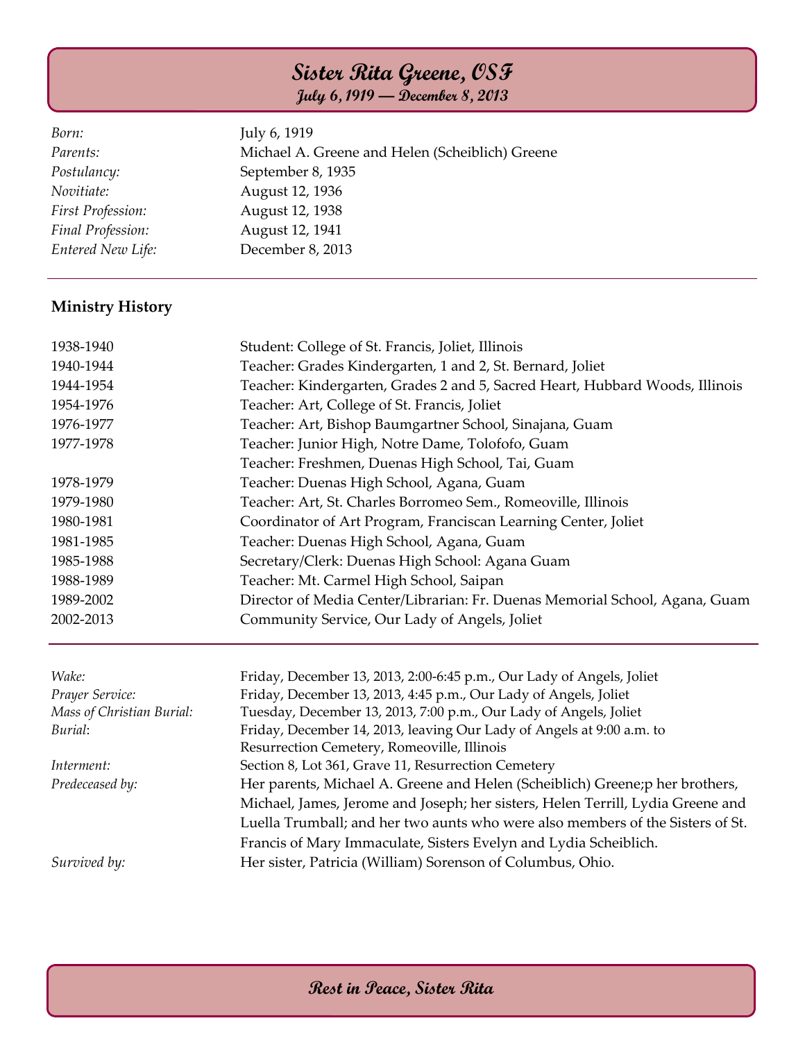# Sister Rita Greene, OSF

**July 6, 1919 — December 8, 2013**

| | |
|---|---|
| *Born:* | July 6, 1919 |
| *Parents:* | Michael A. Greene and Helen (Scheiblich) Greene |
| *Postulancy:* | September 8, 1935 |
| *Novitiate:* | August 12, 1936 |
| *First Profession:* | August 12, 1938 |
| *Final Profession:* | August 12, 1941 |
| *Entered New Life:* | December 8, 2013 |

## Ministry History

| | |
|---|---|
| 1938-1940 | Student: College of St. Francis, Joliet, Illinois |
| 1940-1944 | Teacher: Grades Kindergarten, 1 and 2, St. Bernard, Joliet |
| 1944-1954 | Teacher: Kindergarten, Grades 2 and 5, Sacred Heart, Hubbard Woods, Illinois |
| 1954-1976 | Teacher: Art, College of St. Francis, Joliet |
| 1976-1977 | Teacher: Art, Bishop Baumgartner School, Sinajana, Guam |
| 1977-1978 | Teacher: Junior High, Notre Dame, Tolofofo, Guam |
| | Teacher: Freshmen, Duenas High School, Tai, Guam |
| 1978-1979 | Teacher: Duenas High School, Agana, Guam |
| 1979-1980 | Teacher: Art, St. Charles Borromeo Sem., Romeoville, Illinois |
| 1980-1981 | Coordinator of Art Program, Franciscan Learning Center, Joliet |
| 1981-1985 | Teacher: Duenas High School, Agana, Guam |
| 1985-1988 | Secretary/Clerk: Duenas High School: Agana Guam |
| 1988-1989 | Teacher: Mt. Carmel High School, Saipan |
| 1989-2002 | Director of Media Center/Librarian: Fr. Duenas Memorial School, Agana, Guam |
| 2002-2013 | Community Service, Our Lady of Angels, Joliet |

| | |
|---|---|
| *Wake:* | Friday, December 13, 2013, 2:00-6:45 p.m., Our Lady of Angels, Joliet |
| *Prayer Service:* | Friday, December 13, 2013, 4:45 p.m., Our Lady of Angels, Joliet |
| *Mass of Christian Burial:* | Tuesday, December 13, 2013, 7:00 p.m., Our Lady of Angels, Joliet |
| *Burial*: | Friday, December 14, 2013, leaving Our Lady of Angels at 9:00 a.m. to Resurrection Cemetery, Romeoville, Illinois |
| *Interment:* | Section 8, Lot 361, Grave 11, Resurrection Cemetery |
| *Predeceased by:* | Her parents, Michael A. Greene and Helen (Scheiblich) Greene;p her brothers, Michael, James, Jerome and Joseph; her sisters, Helen Terrill, Lydia Greene and Luella Trumball; and her two aunts who were also members of the Sisters of St. Francis of Mary Immaculate, Sisters Evelyn and Lydia Scheiblich. |
| *Survived by:* | Her sister, Patricia (William) Sorenson of Columbus, Ohio. |

**Rest in Peace, Sister Rita**